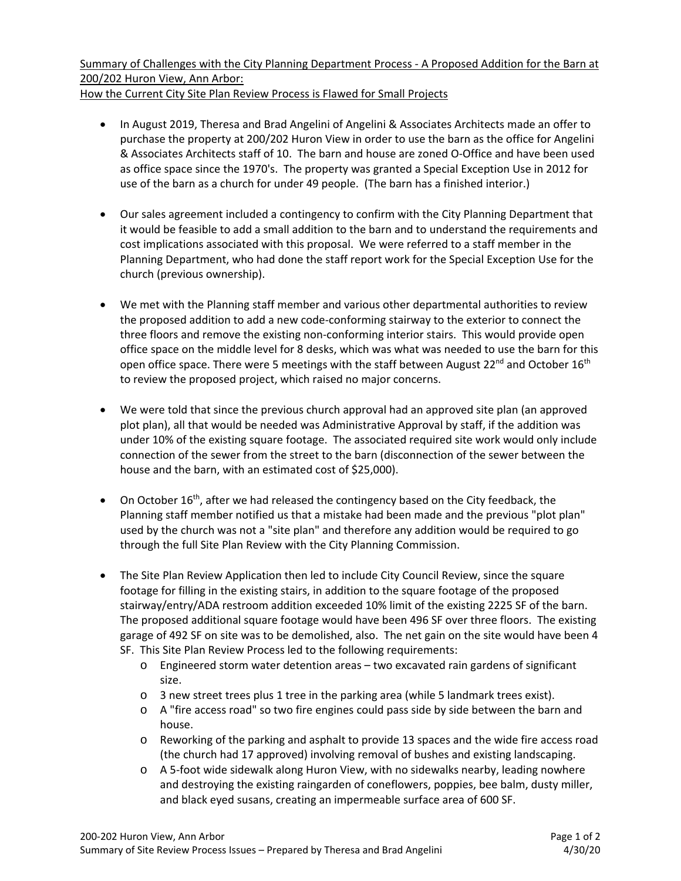Summary of Challenges with the City Planning Department Process - A Proposed Addition for the Barn at 200/202 Huron View, Ann Arbor:
How the Current City Site Plan Review Process is Flawed for Small Projects

- In August 2019, Theresa and Brad Angelini of Angelini & Associates Architects made an offer to purchase the property at 200/202 Huron View in order to use the barn as the office for Angelini & Associates Architects staff of 10. The barn and house are zoned O-Office and have been used as office space since the 1970's. The property was granted a Special Exception Use in 2012 for use of the barn as a church for under 49 people. (The barn has a finished interior.)

- Our sales agreement included a contingency to confirm with the City Planning Department that it would be feasible to add a small addition to the barn and to understand the requirements and cost implications associated with this proposal. We were referred to a staff member in the Planning Department, who had done the staff report work for the Special Exception Use for the church (previous ownership).

- We met with the Planning staff member and various other departmental authorities to review the proposed addition to add a new code-conforming stairway to the exterior to connect the three floors and remove the existing non-conforming interior stairs. This would provide open office space on the middle level for 8 desks, which was what was needed to use the barn for this open office space. There were 5 meetings with the staff between August 22nd and October 16th to review the proposed project, which raised no major concerns.

- We were told that since the previous church approval had an approved site plan (an approved plot plan), all that would be needed was Administrative Approval by staff, if the addition was under 10% of the existing square footage. The associated required site work would only include connection of the sewer from the street to the barn (disconnection of the sewer between the house and the barn, with an estimated cost of $25,000).

- On October 16th, after we had released the contingency based on the City feedback, the Planning staff member notified us that a mistake had been made and the previous "plot plan" used by the church was not a "site plan" and therefore any addition would be required to go through the full Site Plan Review with the City Planning Commission.

- The Site Plan Review Application then led to include City Council Review, since the square footage for filling in the existing stairs, in addition to the square footage of the proposed stairway/entry/ADA restroom addition exceeded 10% limit of the existing 2225 SF of the barn. The proposed additional square footage would have been 496 SF over three floors. The existing garage of 492 SF on site was to be demolished, also. The net gain on the site would have been 4 SF. This Site Plan Review Process led to the following requirements:
  - Engineered storm water detention areas – two excavated rain gardens of significant size.
  - 3 new street trees plus 1 tree in the parking area (while 5 landmark trees exist).
  - A "fire access road" so two fire engines could pass side by side between the barn and house.
  - Reworking of the parking and asphalt to provide 13 spaces and the wide fire access road (the church had 17 approved) involving removal of bushes and existing landscaping.
  - A 5-foot wide sidewalk along Huron View, with no sidewalks nearby, leading nowhere and destroying the existing raingarden of coneflowers, poppies, bee balm, dusty miller, and black eyed susans, creating an impermeable surface area of 600 SF.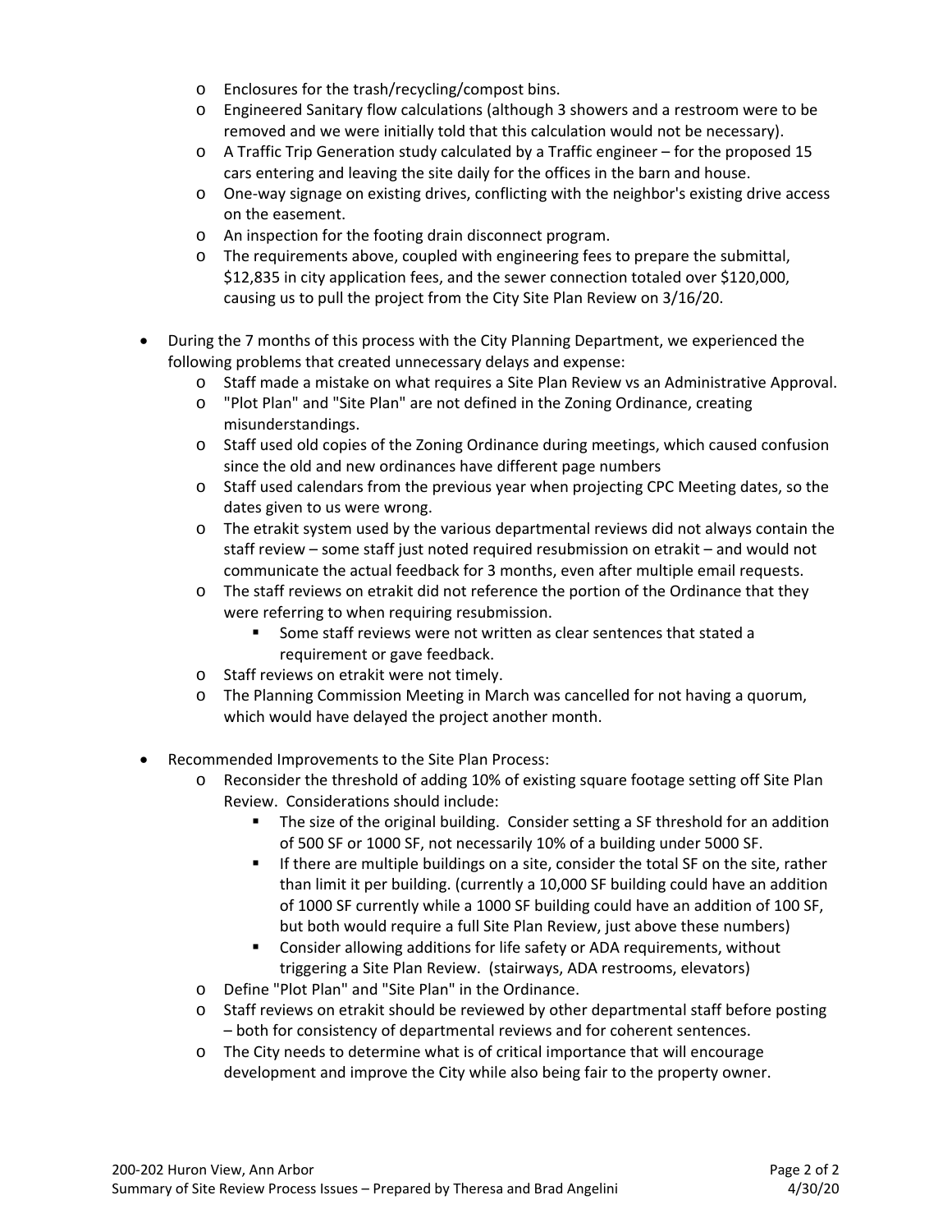- Enclosures for the trash/recycling/compost bins.
   - Engineered Sanitary flow calculations (although 3 showers and a restroom were to be removed and we were initially told that this calculation would not be necessary).
   - A Traffic Trip Generation study calculated by a Traffic engineer – for the proposed 15 cars entering and leaving the site daily for the offices in the barn and house.
   - One-way signage on existing drives, conflicting with the neighbor's existing drive access on the easement.
   - An inspection for the footing drain disconnect program.
   - The requirements above, coupled with engineering fees to prepare the submittal, $12,835 in city application fees, and the sewer connection totaled over $120,000, causing us to pull the project from the City Site Plan Review on 3/16/20.

- During the 7 months of this process with the City Planning Department, we experienced the following problems that created unnecessary delays and expense:
   - Staff made a mistake on what requires a Site Plan Review vs an Administrative Approval.
   - "Plot Plan" and "Site Plan" are not defined in the Zoning Ordinance, creating misunderstandings.
   - Staff used old copies of the Zoning Ordinance during meetings, which caused confusion since the old and new ordinances have different page numbers
   - Staff used calendars from the previous year when projecting CPC Meeting dates, so the dates given to us were wrong.
   - The etrakit system used by the various departmental reviews did not always contain the staff review – some staff just noted required resubmission on etrakit – and would not communicate the actual feedback for 3 months, even after multiple email requests.
   - The staff reviews on etrakit did not reference the portion of the Ordinance that they were referring to when requiring resubmission.
      - Some staff reviews were not written as clear sentences that stated a requirement or gave feedback.
   - Staff reviews on etrakit were not timely.
   - The Planning Commission Meeting in March was cancelled for not having a quorum, which would have delayed the project another month.

- Recommended Improvements to the Site Plan Process:
   - Reconsider the threshold of adding 10% of existing square footage setting off Site Plan Review. Considerations should include:
      - The size of the original building. Consider setting a SF threshold for an addition of 500 SF or 1000 SF, not necessarily 10% of a building under 5000 SF.
      - If there are multiple buildings on a site, consider the total SF on the site, rather than limit it per building. (currently a 10,000 SF building could have an addition of 1000 SF currently while a 1000 SF building could have an addition of 100 SF, but both would require a full Site Plan Review, just above these numbers)
      - Consider allowing additions for life safety or ADA requirements, without triggering a Site Plan Review. (stairways, ADA restrooms, elevators)
   - Define "Plot Plan" and "Site Plan" in the Ordinance.
   - Staff reviews on etrakit should be reviewed by other departmental staff before posting – both for consistency of departmental reviews and for coherent sentences.
   - The City needs to determine what is of critical importance that will encourage development and improve the City while also being fair to the property owner.

200-202 Huron View, Ann Arbor
Summary of Site Review Process Issues – Prepared by Theresa and Brad Angelini
4/30/20